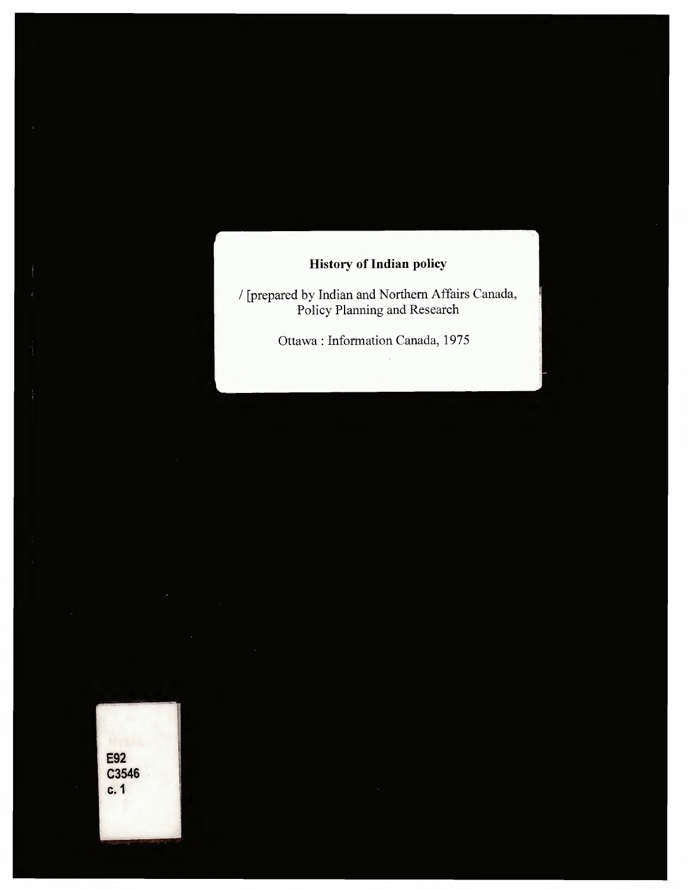**History of Indian policy**

/ [prepared by Indian and Northern Affairs Canada, Policy Planning and Research

Ottawa : Information Canada, 1975

E92
C3546
c. 1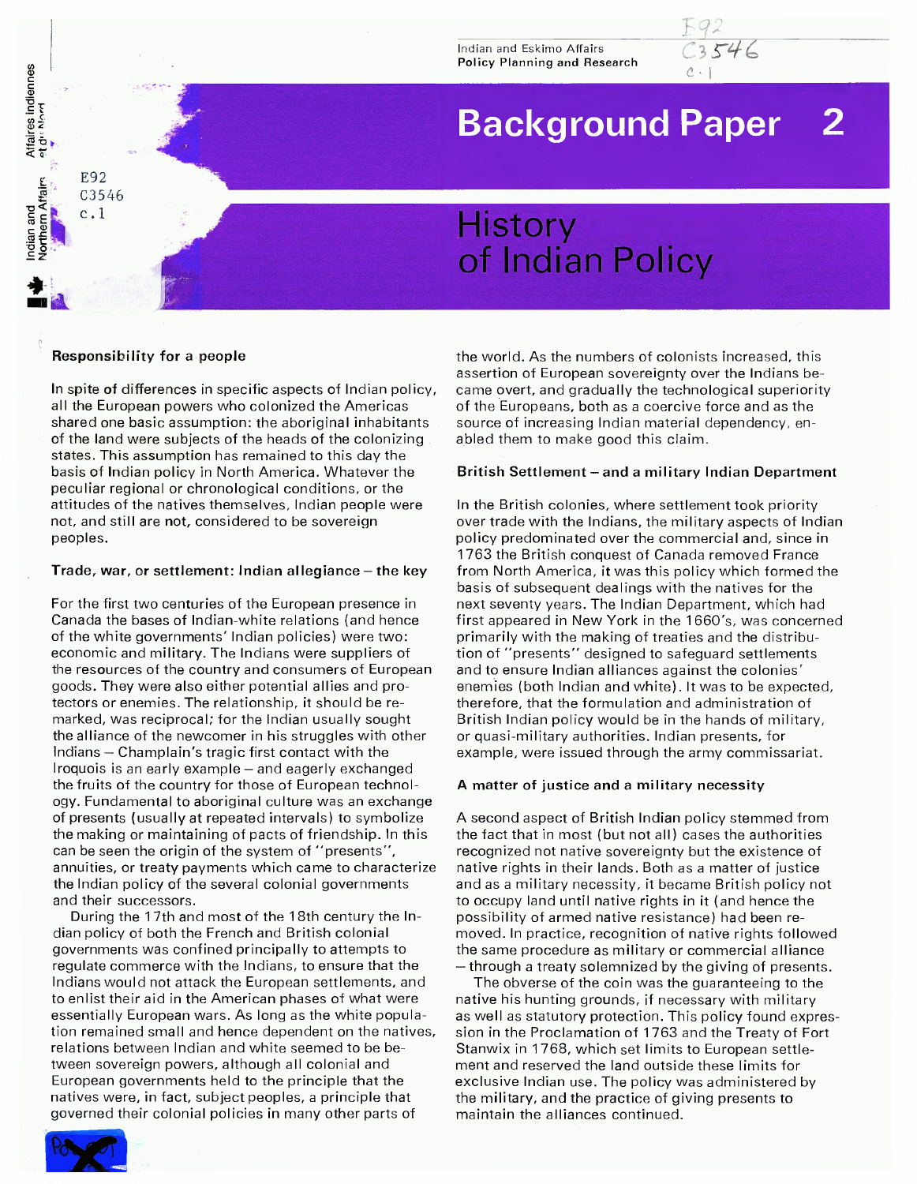Indian and Eskimo Affairs
Policy Planning and Research

# Background Paper 2

# History of Indian Policy

### Responsibility for a people

In spite of differences in specific aspects of Indian policy, all the European powers who colonized the Americas shared one basic assumption: the aboriginal inhabitants of the land were subjects of the heads of the colonizing states. This assumption has remained to this day the basis of Indian policy in North America. Whatever the peculiar regional or chronological conditions, or the attitudes of the natives themselves, Indian people were not, and still are not, considered to be sovereign peoples.

### Trade, war, or settlement: Indian allegiance – the key

For the first two centuries of the European presence in Canada the bases of Indian-white relations (and hence of the white governments' Indian policies) were two: economic and military. The Indians were suppliers of the resources of the country and consumers of European goods. They were also either potential allies and protectors or enemies. The relationship, it should be remarked, was reciprocal; for the Indian usually sought the alliance of the newcomer in his struggles with other Indians – Champlain's tragic first contact with the Iroquois is an early example – and eagerly exchanged the fruits of the country for those of European technology. Fundamental to aboriginal culture was an exchange of presents (usually at repeated intervals) to symbolize the making or maintaining of pacts of friendship. In this can be seen the origin of the system of "presents", annuities, or treaty payments which came to characterize the Indian policy of the several colonial governments and their successors.

During the 17th and most of the 18th century the Indian policy of both the French and British colonial governments was confined principally to attempts to regulate commerce with the Indians, to ensure that the Indians would not attack the European settlements, and to enlist their aid in the American phases of what were essentially European wars. As long as the white population remained small and hence dependent on the natives, relations between Indian and white seemed to be between sovereign powers, although all colonial and European governments held to the principle that the natives were, in fact, subject peoples, a principle that governed their colonial policies in many other parts of the world. As the numbers of colonists increased, this assertion of European sovereignty over the Indians became overt, and gradually the technological superiority of the Europeans, both as a coercive force and as the source of increasing Indian material dependency, enabled them to make good this claim.

### British Settlement – and a military Indian Department

In the British colonies, where settlement took priority over trade with the Indians, the military aspects of Indian policy predominated over the commercial and, since in 1763 the British conquest of Canada removed France from North America, it was this policy which formed the basis of subsequent dealings with the natives for the next seventy years. The Indian Department, which had first appeared in New York in the 1660's, was concerned primarily with the making of treaties and the distribution of "presents" designed to safeguard settlements and to ensure Indian alliances against the colonies' enemies (both Indian and white). It was to be expected, therefore, that the formulation and administration of British Indian policy would be in the hands of military, or quasi-military authorities. Indian presents, for example, were issued through the army commissariat.

### A matter of justice and a military necessity

A second aspect of British Indian policy stemmed from the fact that in most (but not all) cases the authorities recognized not native sovereignty but the existence of native rights in their lands. Both as a matter of justice and as a military necessity, it became British policy not to occupy land until native rights in it (and hence the possibility of armed native resistance) had been removed. In practice, recognition of native rights followed the same procedure as military or commercial alliance – through a treaty solemnized by the giving of presents.

The obverse of the coin was the guaranteeing to the native his hunting grounds, if necessary with military as well as statutory protection. This policy found expression in the Proclamation of 1763 and the Treaty of Fort Stanwix in 1768, which set limits to European settlement and reserved the land outside these limits for exclusive Indian use. The policy was administered by the military, and the practice of giving presents to maintain the alliances continued.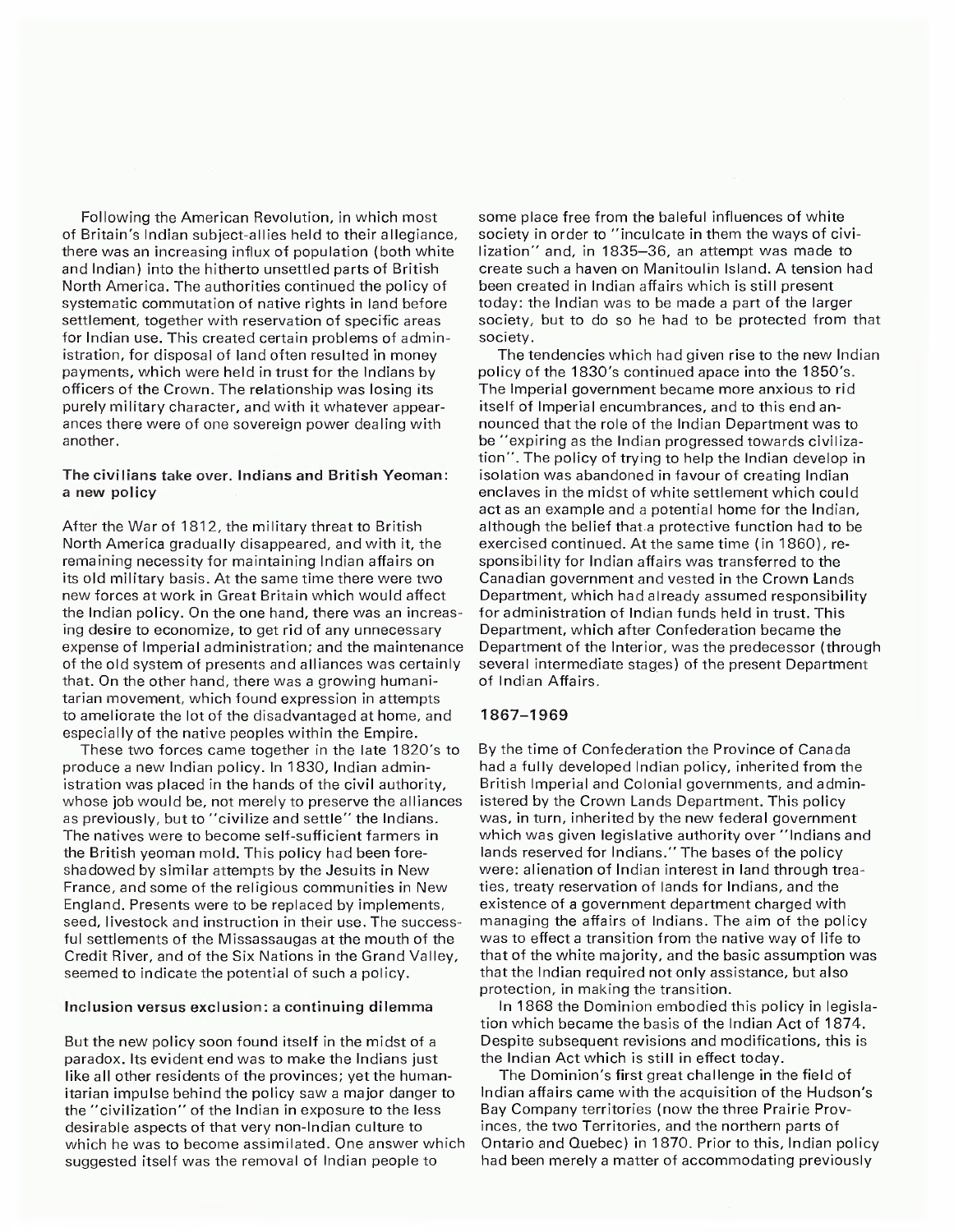Following the American Revolution, in which most of Britain's Indian subject-allies held to their allegiance, there was an increasing influx of population (both white and Indian) into the hitherto unsettled parts of British North America. The authorities continued the policy of systematic commutation of native rights in land before settlement, together with reservation of specific areas for Indian use. This created certain problems of administration, for disposal of land often resulted in money payments, which were held in trust for the Indians by officers of the Crown. The relationship was losing its purely military character, and with it whatever appearances there were of one sovereign power dealing with another.

### The civilians take over. Indians and British Yeoman: a new policy

After the War of 1812, the military threat to British North America gradually disappeared, and with it, the remaining necessity for maintaining Indian affairs on its old military basis. At the same time there were two new forces at work in Great Britain which would affect the Indian policy. On the one hand, there was an increasing desire to economize, to get rid of any unnecessary expense of Imperial administration; and the maintenance of the old system of presents and alliances was certainly that. On the other hand, there was a growing humanitarian movement, which found expression in attempts to ameliorate the lot of the disadvantaged at home, and especially of the native peoples within the Empire.

These two forces came together in the late 1820's to produce a new Indian policy. In 1830, Indian administration was placed in the hands of the civil authority, whose job would be, not merely to preserve the alliances as previously, but to "civilize and settle" the Indians. The natives were to become self-sufficient farmers in the British yeoman mold. This policy had been foreshadowed by similar attempts by the Jesuits in New France, and some of the religious communities in New England. Presents were to be replaced by implements, seed, livestock and instruction in their use. The successful settlements of the Missassaugas at the mouth of the Credit River, and of the Six Nations in the Grand Valley, seemed to indicate the potential of such a policy.

### Inclusion versus exclusion: a continuing dilemma

But the new policy soon found itself in the midst of a paradox. Its evident end was to make the Indians just like all other residents of the provinces; yet the humanitarian impulse behind the policy saw a major danger to the "civilization" of the Indian in exposure to the less desirable aspects of that very non-Indian culture to which he was to become assimilated. One answer which suggested itself was the removal of Indian people to some place free from the baleful influences of white society in order to "inculcate in them the ways of civilization" and, in 1835–36, an attempt was made to create such a haven on Manitoulin Island. A tension had been created in Indian affairs which is still present today: the Indian was to be made a part of the larger society, but to do so he had to be protected from that society.

The tendencies which had given rise to the new Indian policy of the 1830's continued apace into the 1850's. The Imperial government became more anxious to rid itself of Imperial encumbrances, and to this end announced that the role of the Indian Department was to be "expiring as the Indian progressed towards civilization". The policy of trying to help the Indian develop in isolation was abandoned in favour of creating Indian enclaves in the midst of white settlement which could act as an example and a potential home for the Indian, although the belief that a protective function had to be exercised continued. At the same time (in 1860), responsibility for Indian affairs was transferred to the Canadian government and vested in the Crown Lands Department, which had already assumed responsibility for administration of Indian funds held in trust. This Department, which after Confederation became the Department of the Interior, was the predecessor (through several intermediate stages) of the present Department of Indian Affairs.

## 1867–1969

By the time of Confederation the Province of Canada had a fully developed Indian policy, inherited from the British Imperial and Colonial governments, and administered by the Crown Lands Department. This policy was, in turn, inherited by the new federal government which was given legislative authority over "Indians and lands reserved for Indians." The bases of the policy were: alienation of Indian interest in land through treaties, treaty reservation of lands for Indians, and the existence of a government department charged with managing the affairs of Indians. The aim of the policy was to effect a transition from the native way of life to that of the white majority, and the basic assumption was that the Indian required not only assistance, but also protection, in making the transition.

In 1868 the Dominion embodied this policy in legislation which became the basis of the Indian Act of 1874. Despite subsequent revisions and modifications, this is the Indian Act which is still in effect today.

The Dominion's first great challenge in the field of Indian affairs came with the acquisition of the Hudson's Bay Company territories (now the three Prairie Provinces, the two Territories, and the northern parts of Ontario and Quebec) in 1870. Prior to this, Indian policy had been merely a matter of accommodating previously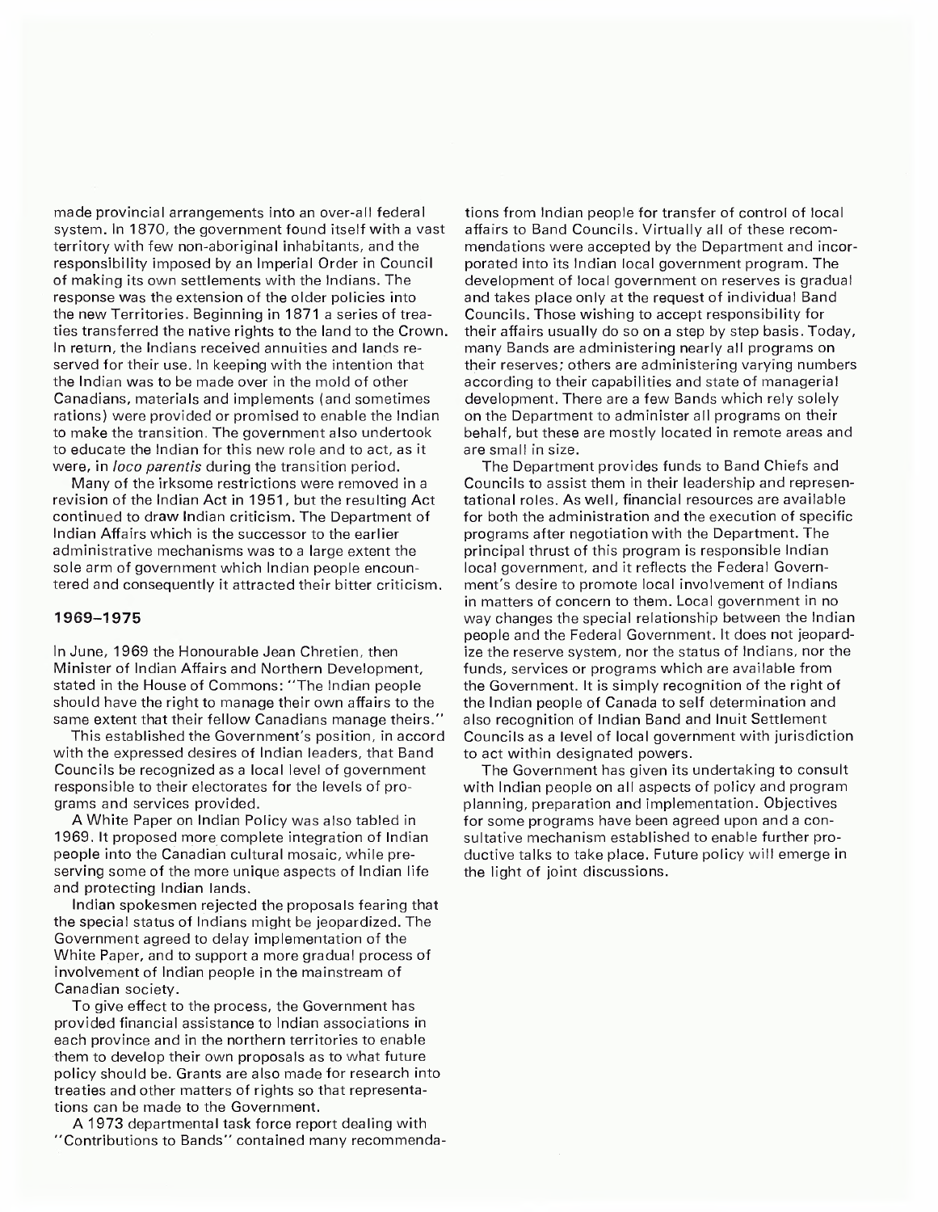made provincial arrangements into an over-all federal system. In 1870, the government found itself with a vast territory with few non-aboriginal inhabitants, and the responsibility imposed by an Imperial Order in Council of making its own settlements with the Indians. The response was the extension of the older policies into the new Territories. Beginning in 1871 a series of treaties transferred the native rights to the land to the Crown. In return, the Indians received annuities and lands reserved for their use. In keeping with the intention that the Indian was to be made over in the mold of other Canadians, materials and implements (and sometimes rations) were provided or promised to enable the Indian to make the transition. The government also undertook to educate the Indian for this new role and to act, as it were, in *loco parentis* during the transition period.

Many of the irksome restrictions were removed in a revision of the Indian Act in 1951, but the resulting Act continued to draw Indian criticism. The Department of Indian Affairs which is the successor to the earlier administrative mechanisms was to a large extent the sole arm of government which Indian people encountered and consequently it attracted their bitter criticism.

## 1969–1975

In June, 1969 the Honourable Jean Chretien, then Minister of Indian Affairs and Northern Development, stated in the House of Commons: "The Indian people should have the right to manage their own affairs to the same extent that their fellow Canadians manage theirs."

This established the Government's position, in accord with the expressed desires of Indian leaders, that Band Councils be recognized as a local level of government responsible to their electorates for the levels of programs and services provided.

A White Paper on Indian Policy was also tabled in 1969. It proposed more complete integration of Indian people into the Canadian cultural mosaic, while preserving some of the more unique aspects of Indian life and protecting Indian lands.

Indian spokesmen rejected the proposals fearing that the special status of Indians might be jeopardized. The Government agreed to delay implementation of the White Paper, and to support a more gradual process of involvement of Indian people in the mainstream of Canadian society.

To give effect to the process, the Government has provided financial assistance to Indian associations in each province and in the northern territories to enable them to develop their own proposals as to what future policy should be. Grants are also made for research into treaties and other matters of rights so that representations can be made to the Government.

A 1973 departmental task force report dealing with "Contributions to Bands" contained many recommendations from Indian people for transfer of control of local affairs to Band Councils. Virtually all of these recommendations were accepted by the Department and incorporated into its Indian local government program. The development of local government on reserves is gradual and takes place only at the request of individual Band Councils. Those wishing to accept responsibility for their affairs usually do so on a step by step basis. Today, many Bands are administering nearly all programs on their reserves; others are administering varying numbers according to their capabilities and state of managerial development. There are a few Bands which rely solely on the Department to administer all programs on their behalf, but these are mostly located in remote areas and are small in size.

The Department provides funds to Band Chiefs and Councils to assist them in their leadership and representational roles. As well, financial resources are available for both the administration and the execution of specific programs after negotiation with the Department. The principal thrust of this program is responsible Indian local government, and it reflects the Federal Government's desire to promote local involvement of Indians in matters of concern to them. Local government in no way changes the special relationship between the Indian people and the Federal Government. It does not jeopardize the reserve system, nor the status of Indians, nor the funds, services or programs which are available from the Government. It is simply recognition of the right of the Indian people of Canada to self determination and also recognition of Indian Band and Inuit Settlement Councils as a level of local government with jurisdiction to act within designated powers.

The Government has given its undertaking to consult with Indian people on all aspects of policy and program planning, preparation and implementation. Objectives for some programs have been agreed upon and a consultative mechanism established to enable further productive talks to take place. Future policy will emerge in the light of joint discussions.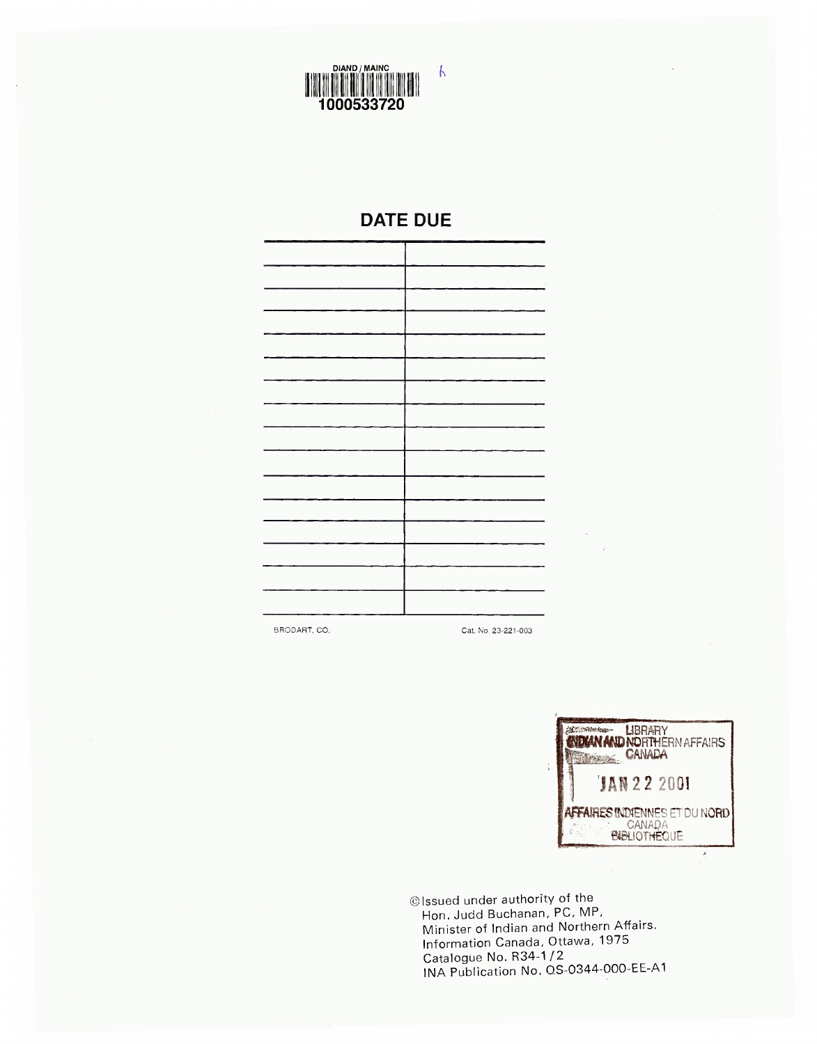DIAND / MAINC

1000533720

## DATE DUE

| | |
|---|---|
| | |
| | |
| | |
| | |
| | |
| | |
| | |
| | |
| | |
| | |
| | |
| | |
| | |
| | |
| | |

BRODART, CO. Cat. No. 23-221-003

LIBRARY
INDIAN AND NORTHERN AFFAIRS
CANADA

JAN 22 2001

AFFAIRES INDIENNES ET DU NORD
CANADA
BIBLIOTHÈQUE

©Issued under authority of the
Hon. Judd Buchanan, PC, MP,
Minister of Indian and Northern Affairs.
Information Canada, Ottawa, 1975
Catalogue No. R34-1/2
INA Publication No. QS-0344-000-EE-A1